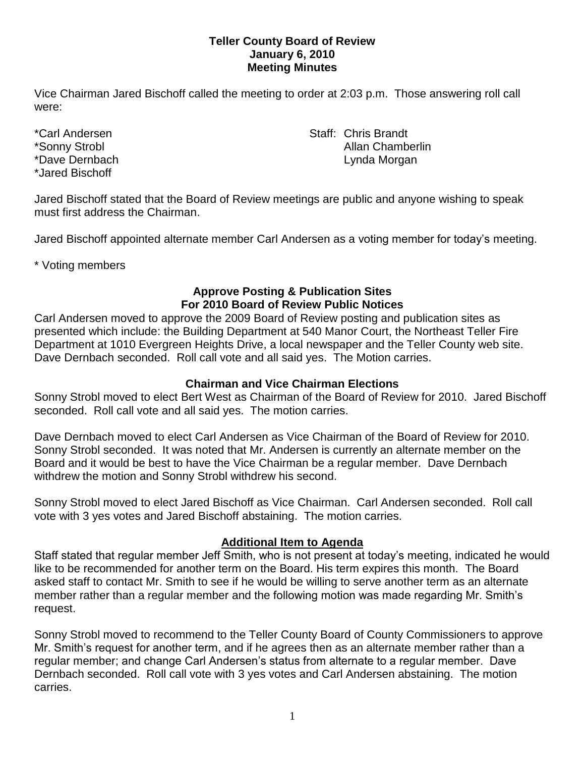# Teller County Board of Review
## January 6, 2010
## Meeting Minutes

Vice Chairman Jared Bischoff called the meeting to order at 2:03 p.m. Those answering roll call were:

*Carl Andersen
*Sonny Strobl
*Dave Dernbach
*Jared Bischoff

Staff: Chris Brandt
Allan Chamberlin
Lynda Morgan

Jared Bischoff stated that the Board of Review meetings are public and anyone wishing to speak must first address the Chairman.

Jared Bischoff appointed alternate member Carl Andersen as a voting member for today's meeting.

* Voting members

### Approve Posting & Publication Sites For 2010 Board of Review Public Notices

Carl Andersen moved to approve the 2009 Board of Review posting and publication sites as presented which include: the Building Department at 540 Manor Court, the Northeast Teller Fire Department at 1010 Evergreen Heights Drive, a local newspaper and the Teller County web site. Dave Dernbach seconded. Roll call vote and all said yes. The Motion carries.

### Chairman and Vice Chairman Elections

Sonny Strobl moved to elect Bert West as Chairman of the Board of Review for 2010. Jared Bischoff seconded. Roll call vote and all said yes. The motion carries.

Dave Dernbach moved to elect Carl Andersen as Vice Chairman of the Board of Review for 2010. Sonny Strobl seconded. It was noted that Mr. Andersen is currently an alternate member on the Board and it would be best to have the Vice Chairman be a regular member. Dave Dernbach withdrew the motion and Sonny Strobl withdrew his second.

Sonny Strobl moved to elect Jared Bischoff as Vice Chairman. Carl Andersen seconded. Roll call vote with 3 yes votes and Jared Bischoff abstaining. The motion carries.

### Additional Item to Agenda

Staff stated that regular member Jeff Smith, who is not present at today's meeting, indicated he would like to be recommended for another term on the Board. His term expires this month. The Board asked staff to contact Mr. Smith to see if he would be willing to serve another term as an alternate member rather than a regular member and the following motion was made regarding Mr. Smith's request.

Sonny Strobl moved to recommend to the Teller County Board of County Commissioners to approve Mr. Smith's request for another term, and if he agrees then as an alternate member rather than a regular member; and change Carl Andersen's status from alternate to a regular member. Dave Dernbach seconded. Roll call vote with 3 yes votes and Carl Andersen abstaining. The motion carries.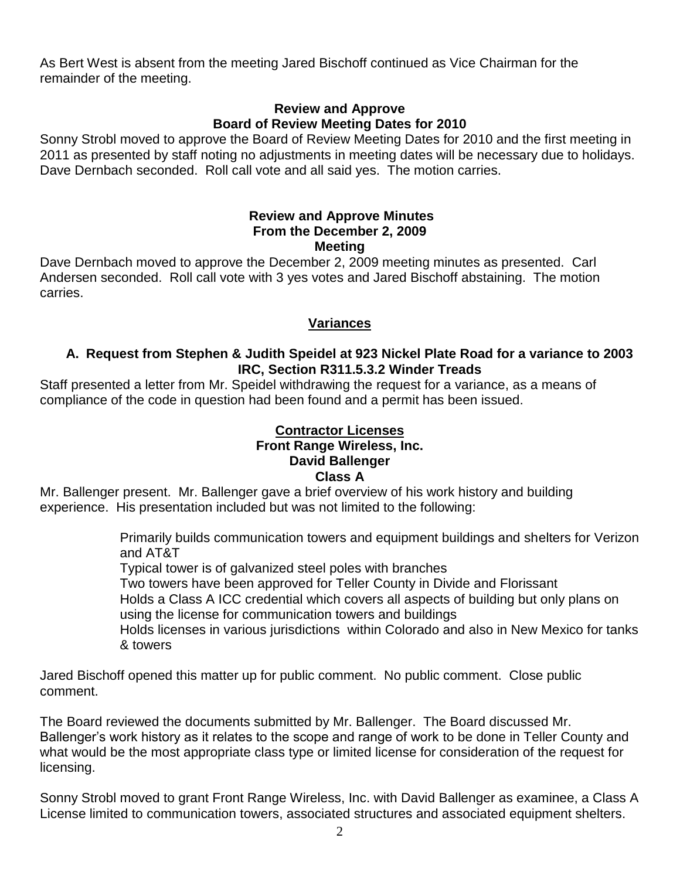As Bert West is absent from the meeting Jared Bischoff continued as Vice Chairman for the remainder of the meeting.

**Review and Approve**
**Board of Review Meeting Dates for 2010**

Sonny Strobl moved to approve the Board of Review Meeting Dates for 2010 and the first meeting in 2011 as presented by staff noting no adjustments in meeting dates will be necessary due to holidays. Dave Dernbach seconded. Roll call vote and all said yes. The motion carries.

**Review and Approve Minutes**
**From the December 2, 2009**
**Meeting**

Dave Dernbach moved to approve the December 2, 2009 meeting minutes as presented. Carl Andersen seconded. Roll call vote with 3 yes votes and Jared Bischoff abstaining. The motion carries.

**Variances**

**A. Request from Stephen & Judith Speidel at 923 Nickel Plate Road for a variance to 2003 IRC, Section R311.5.3.2 Winder Treads**

Staff presented a letter from Mr. Speidel withdrawing the request for a variance, as a means of compliance of the code in question had been found and a permit has been issued.

**Contractor Licenses**
**Front Range Wireless, Inc.**
**David Ballenger**
**Class A**

Mr. Ballenger present. Mr. Ballenger gave a brief overview of his work history and building experience. His presentation included but was not limited to the following:

- Primarily builds communication towers and equipment buildings and shelters for Verizon and AT&T
- Typical tower is of galvanized steel poles with branches
- Two towers have been approved for Teller County in Divide and Florissant
- Holds a Class A ICC credential which covers all aspects of building but only plans on using the license for communication towers and buildings
- Holds licenses in various jurisdictions within Colorado and also in New Mexico for tanks & towers

Jared Bischoff opened this matter up for public comment. No public comment. Close public comment.

The Board reviewed the documents submitted by Mr. Ballenger. The Board discussed Mr. Ballenger's work history as it relates to the scope and range of work to be done in Teller County and what would be the most appropriate class type or limited license for consideration of the request for licensing.

Sonny Strobl moved to grant Front Range Wireless, Inc. with David Ballenger as examinee, a Class A License limited to communication towers, associated structures and associated equipment shelters.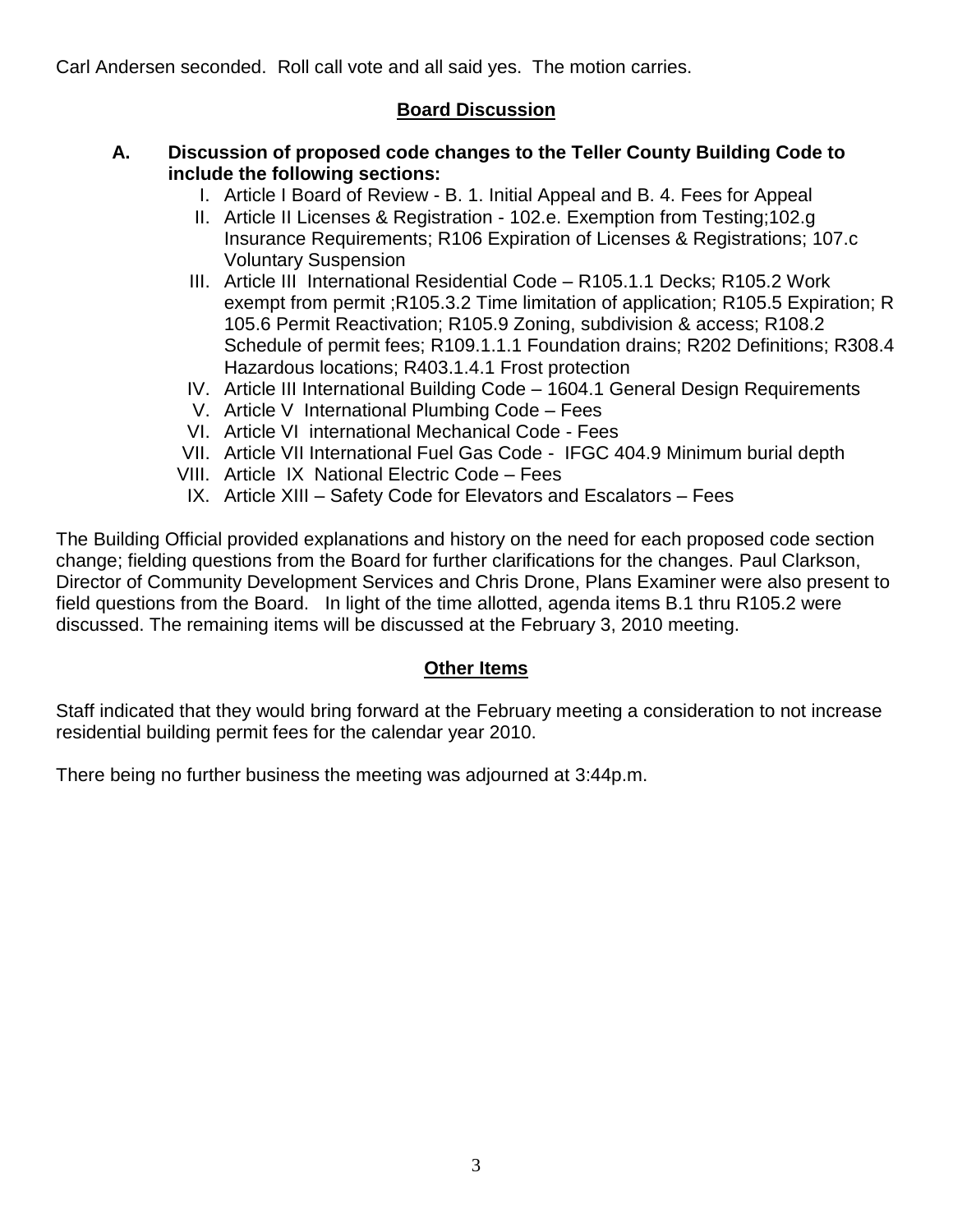Carl Andersen seconded. Roll call vote and all said yes. The motion carries.

## Board Discussion

**A. Discussion of proposed code changes to the Teller County Building Code to include the following sections:**

I. Article I Board of Review - B. 1. Initial Appeal and B. 4. Fees for Appeal
II. Article II Licenses & Registration - 102.e. Exemption from Testing;102.g Insurance Requirements; R106 Expiration of Licenses & Registrations; 107.c Voluntary Suspension
III. Article III International Residential Code – R105.1.1 Decks; R105.2 Work exempt from permit ;R105.3.2 Time limitation of application; R105.5 Expiration; R 105.6 Permit Reactivation; R105.9 Zoning, subdivision & access; R108.2 Schedule of permit fees; R109.1.1.1 Foundation drains; R202 Definitions; R308.4 Hazardous locations; R403.1.4.1 Frost protection
IV. Article III International Building Code – 1604.1 General Design Requirements
V. Article V International Plumbing Code – Fees
VI. Article VI international Mechanical Code - Fees
VII. Article VII International Fuel Gas Code - IFGC 404.9 Minimum burial depth
VIII. Article IX National Electric Code – Fees
IX. Article XIII – Safety Code for Elevators and Escalators – Fees

The Building Official provided explanations and history on the need for each proposed code section change; fielding questions from the Board for further clarifications for the changes. Paul Clarkson, Director of Community Development Services and Chris Drone, Plans Examiner were also present to field questions from the Board. In light of the time allotted, agenda items B.1 thru R105.2 were discussed. The remaining items will be discussed at the February 3, 2010 meeting.

## Other Items

Staff indicated that they would bring forward at the February meeting a consideration to not increase residential building permit fees for the calendar year 2010.

There being no further business the meeting was adjourned at 3:44p.m.